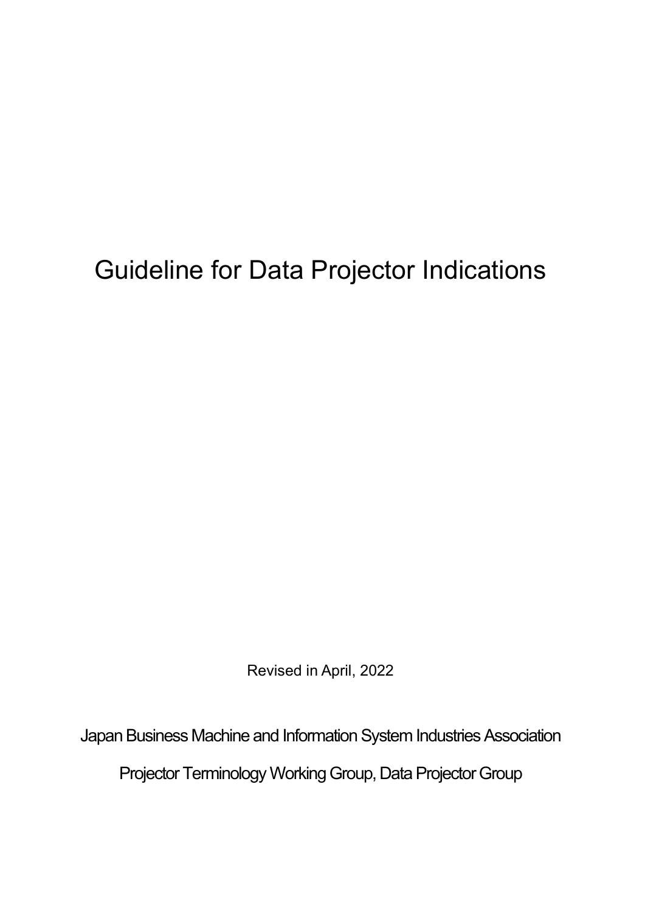# Guideline for Data Projector Indications

Revised in April, 2022

Japan Business Machine and Information System Industries Association

Projector Terminology Working Group, Data Projector Group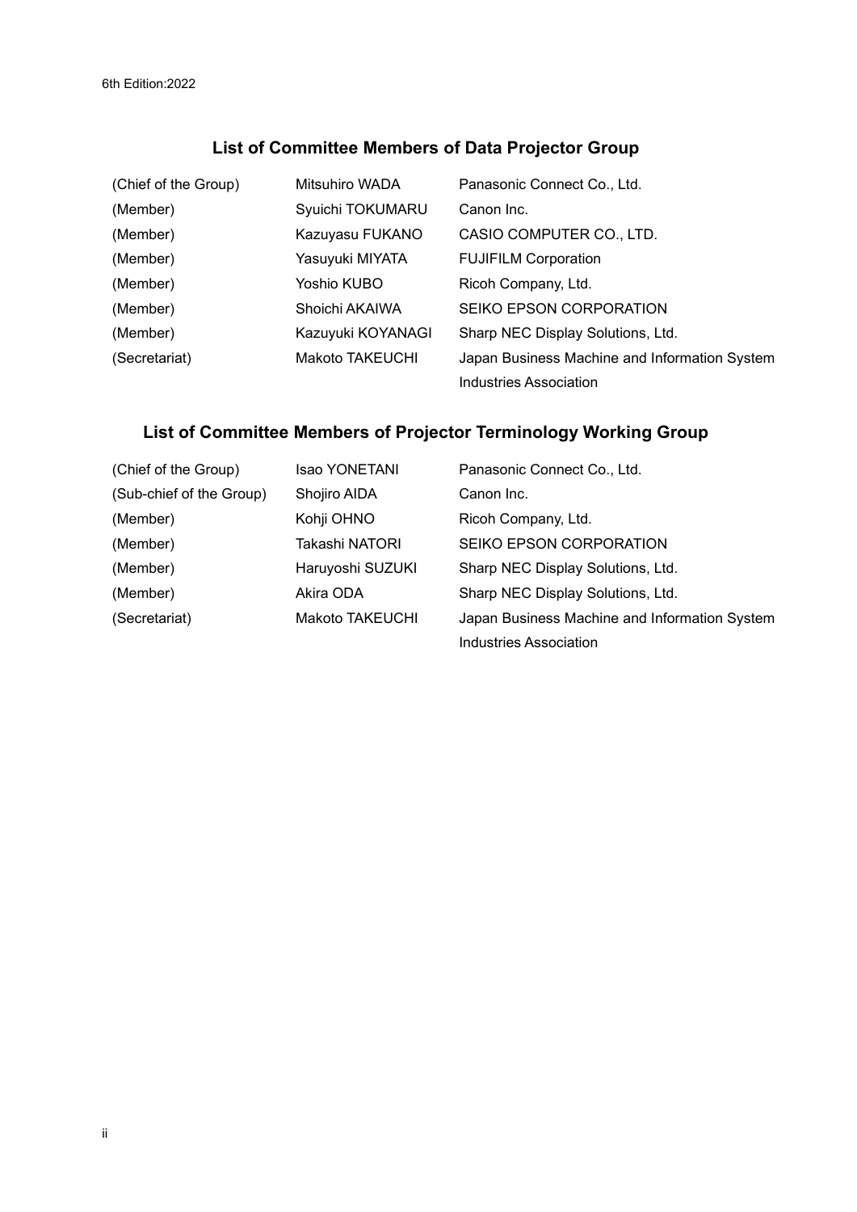6th Edition:2022

## List of Committee Members of Data Projector Group

| | | |
|---|---|---|
| (Chief of the Group) | Mitsuhiro WADA | Panasonic Connect Co., Ltd. |
| (Member) | Syuichi TOKUMARU | Canon Inc. |
| (Member) | Kazuyasu FUKANO | CASIO COMPUTER CO., LTD. |
| (Member) | Yasuyuki MIYATA | FUJIFILM Corporation |
| (Member) | Yoshio KUBO | Ricoh Company, Ltd. |
| (Member) | Shoichi AKAIWA | SEIKO EPSON CORPORATION |
| (Member) | Kazuyuki KOYANAGI | Sharp NEC Display Solutions, Ltd. |
| (Secretariat) | Makoto TAKEUCHI | Japan Business Machine and Information System Industries Association |

## List of Committee Members of Projector Terminology Working Group

| | | |
|---|---|---|
| (Chief of the Group) | Isao YONETANI | Panasonic Connect Co., Ltd. |
| (Sub-chief of the Group) | Shojiro AIDA | Canon Inc. |
| (Member) | Kohji OHNO | Ricoh Company, Ltd. |
| (Member) | Takashi NATORI | SEIKO EPSON CORPORATION |
| (Member) | Haruyoshi SUZUKI | Sharp NEC Display Solutions, Ltd. |
| (Member) | Akira ODA | Sharp NEC Display Solutions, Ltd. |
| (Secretariat) | Makoto TAKEUCHI | Japan Business Machine and Information System Industries Association |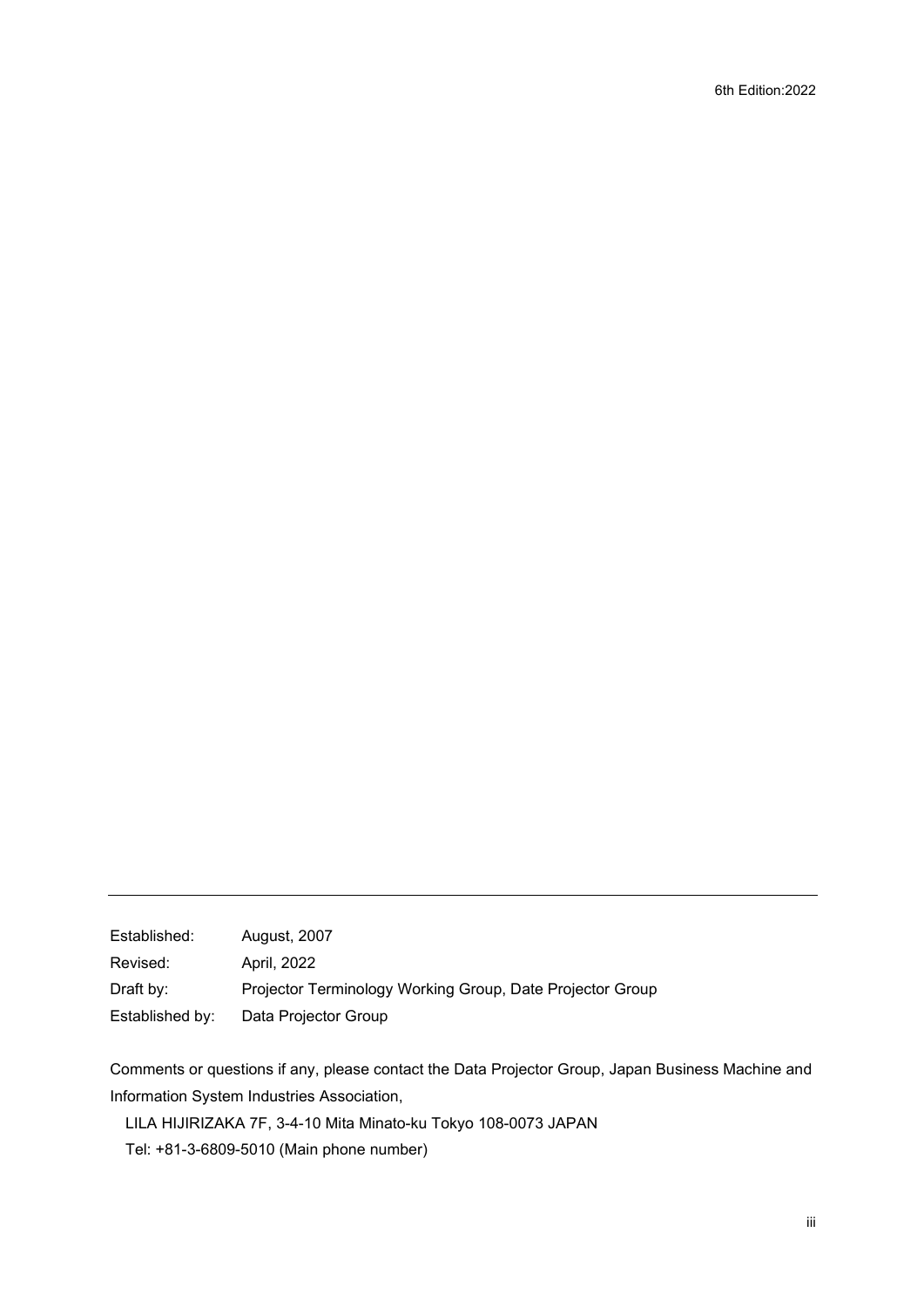6th Edition:2022

---

| | |
|---|---|
| Established: | August, 2007 |
| Revised: | April, 2022 |
| Draft by: | Projector Terminology Working Group, Date Projector Group |
| Established by: | Data Projector Group |

Comments or questions if any, please contact the Data Projector Group, Japan Business Machine and Information System Industries Association,

LILA HIJIRIZAKA 7F, 3-4-10 Mita Minato-ku Tokyo 108-0073 JAPAN

Tel: +81-3-6809-5010 (Main phone number)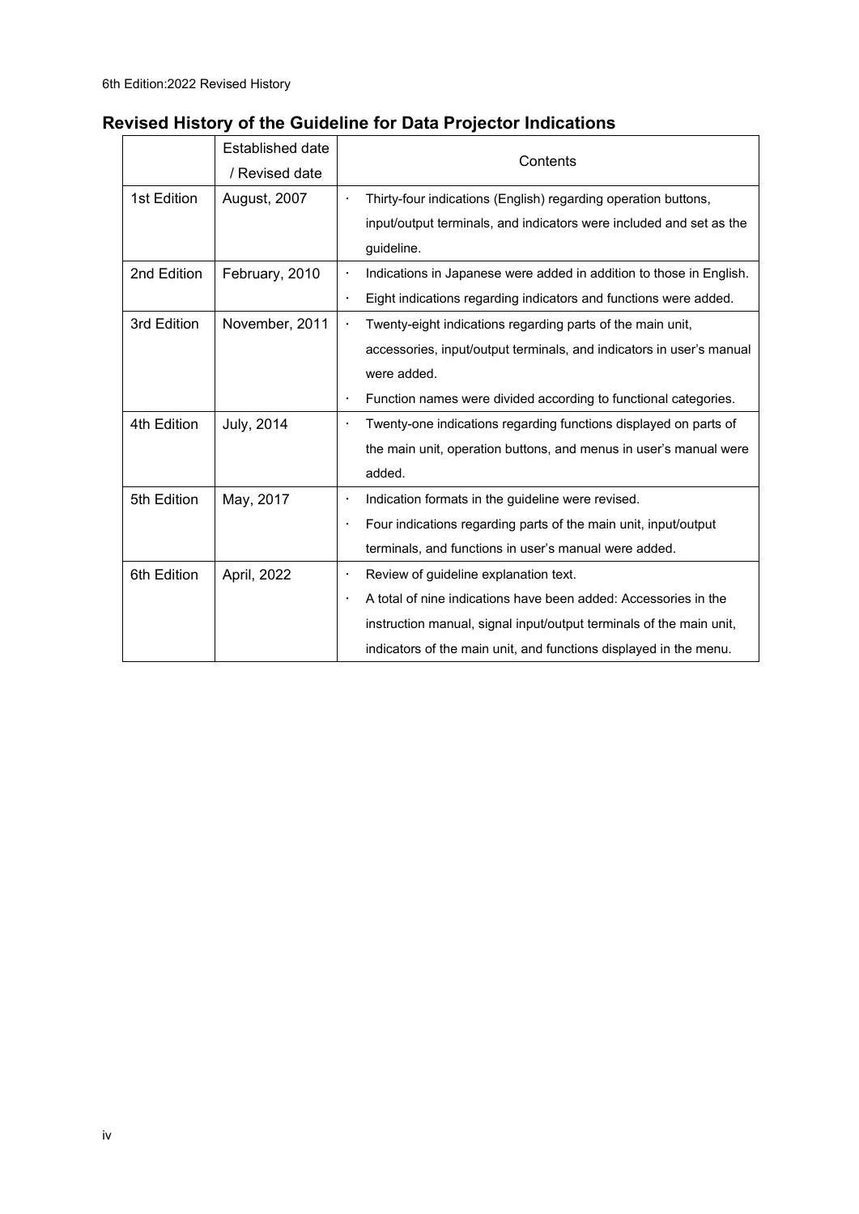## Revised History of the Guideline for Data Projector Indications

| | Established date / Revised date | Contents |
|---|---|---|
| 1st Edition | August, 2007 | · Thirty-four indications (English) regarding operation buttons, input/output terminals, and indicators were included and set as the guideline. |
| 2nd Edition | February, 2010 | · Indications in Japanese were added in addition to those in English.<br>· Eight indications regarding indicators and functions were added. |
| 3rd Edition | November, 2011 | · Twenty-eight indications regarding parts of the main unit, accessories, input/output terminals, and indicators in user's manual were added.<br>· Function names were divided according to functional categories. |
| 4th Edition | July, 2014 | · Twenty-one indications regarding functions displayed on parts of the main unit, operation buttons, and menus in user's manual were added. |
| 5th Edition | May, 2017 | · Indication formats in the guideline were revised.<br>· Four indications regarding parts of the main unit, input/output terminals, and functions in user's manual were added. |
| 6th Edition | April, 2022 | · Review of guideline explanation text.<br>· A total of nine indications have been added: Accessories in the instruction manual, signal input/output terminals of the main unit, indicators of the main unit, and functions displayed in the menu. |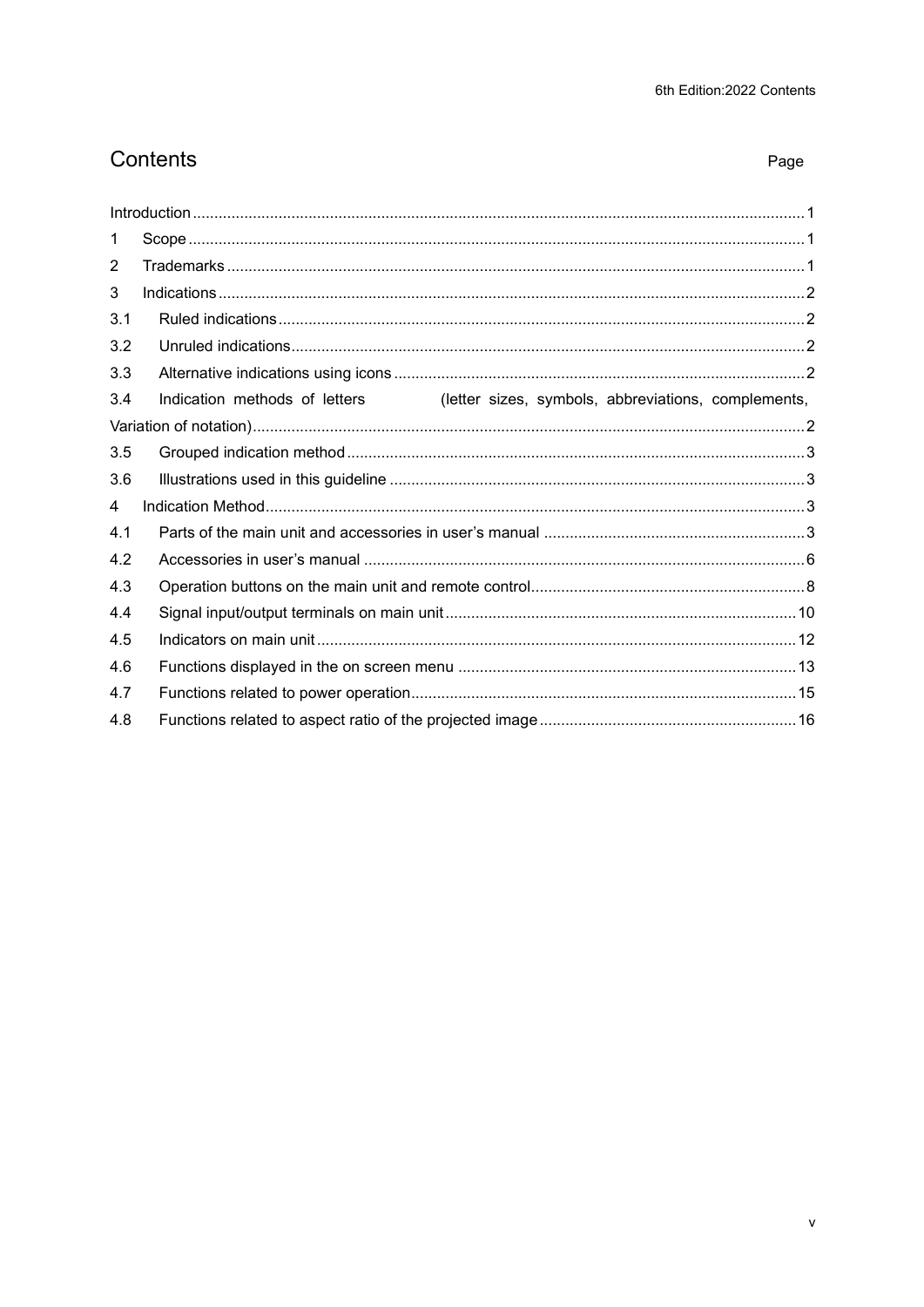# Contents

Page

Introduction ............................................................................................................................................. 1

1 Scope .............................................................................................................................................. 1

2 Trademarks ..................................................................................................................................... 1

3 Indications ....................................................................................................................................... 2

3.1 Ruled indications ......................................................................................................................... 2

3.2 Unruled indications ...................................................................................................................... 2

3.3 Alternative indications using icons ............................................................................................... 2

3.4 Indication methods of letters (letter sizes, symbols, abbreviations, complements, Variation of notation) ............................................................................................................................... 2

3.5 Grouped indication method .......................................................................................................... 3

3.6 Illustrations used in this guideline ................................................................................................ 3

4 Indication Method ............................................................................................................................ 3

4.1 Parts of the main unit and accessories in user's manual ............................................................ 3

4.2 Accessories in user's manual ...................................................................................................... 6

4.3 Operation buttons on the main unit and remote control ............................................................... 8

4.4 Signal input/output terminals on main unit ................................................................................. 10

4.5 Indicators on main unit ............................................................................................................... 12

4.6 Functions displayed in the on screen menu .............................................................................. 13

4.7 Functions related to power operation ......................................................................................... 15

4.8 Functions related to aspect ratio of the projected image ........................................................... 16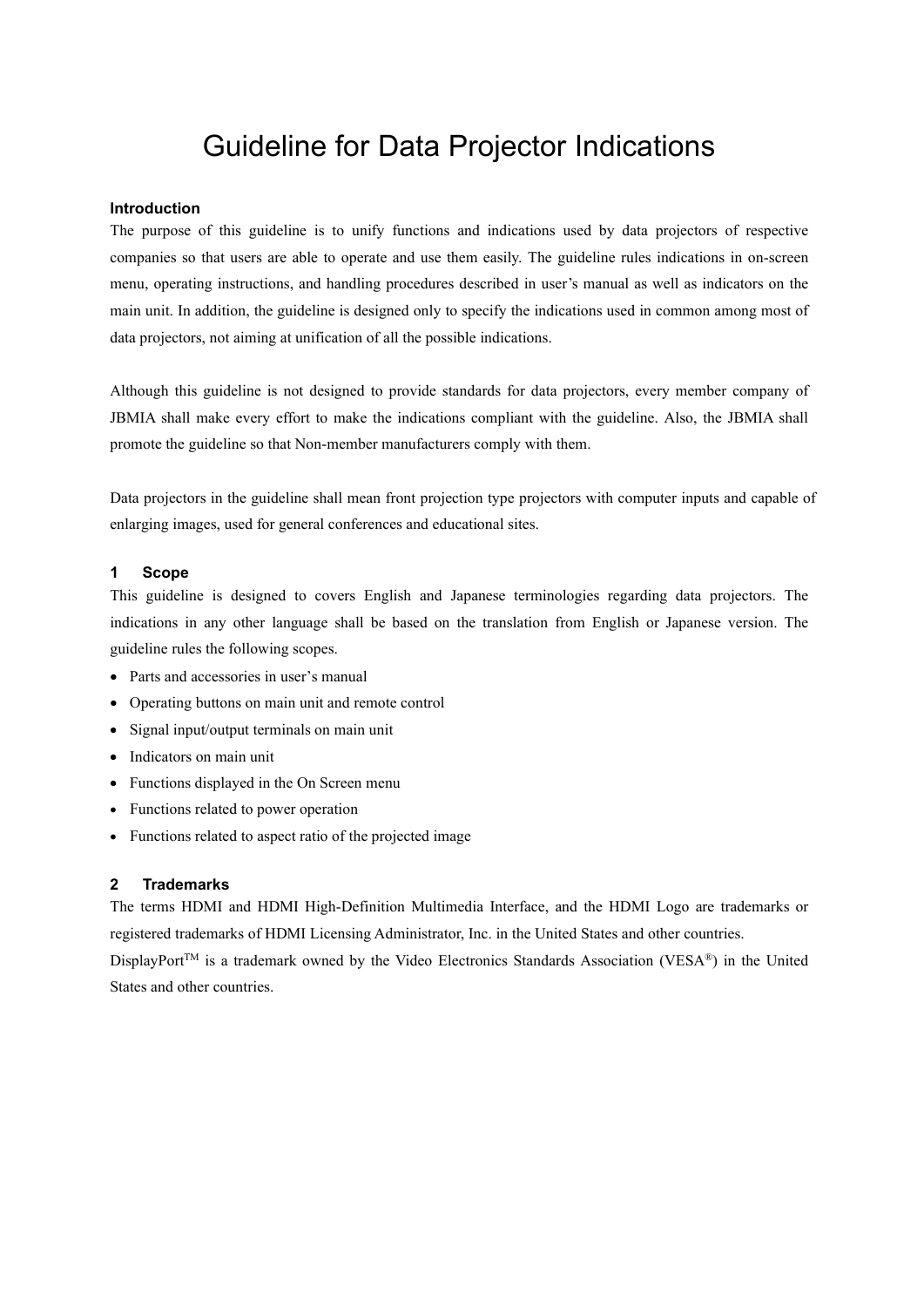# Guideline for Data Projector Indications

### Introduction

The purpose of this guideline is to unify functions and indications used by data projectors of respective companies so that users are able to operate and use them easily. The guideline rules indications in on-screen menu, operating instructions, and handling procedures described in user's manual as well as indicators on the main unit. In addition, the guideline is designed only to specify the indications used in common among most of data projectors, not aiming at unification of all the possible indications.

Although this guideline is not designed to provide standards for data projectors, every member company of JBMIA shall make every effort to make the indications compliant with the guideline. Also, the JBMIA shall promote the guideline so that Non-member manufacturers comply with them.

Data projectors in the guideline shall mean front projection type projectors with computer inputs and capable of enlarging images, used for general conferences and educational sites.

## 1 Scope

This guideline is designed to covers English and Japanese terminologies regarding data projectors. The indications in any other language shall be based on the translation from English or Japanese version. The guideline rules the following scopes.

- Parts and accessories in user's manual
- Operating buttons on main unit and remote control
- Signal input/output terminals on main unit
- Indicators on main unit
- Functions displayed in the On Screen menu
- Functions related to power operation
- Functions related to aspect ratio of the projected image

## 2 Trademarks

The terms HDMI and HDMI High-Definition Multimedia Interface, and the HDMI Logo are trademarks or registered trademarks of HDMI Licensing Administrator, Inc. in the United States and other countries.

DisplayPort™ is a trademark owned by the Video Electronics Standards Association (VESA®) in the United States and other countries.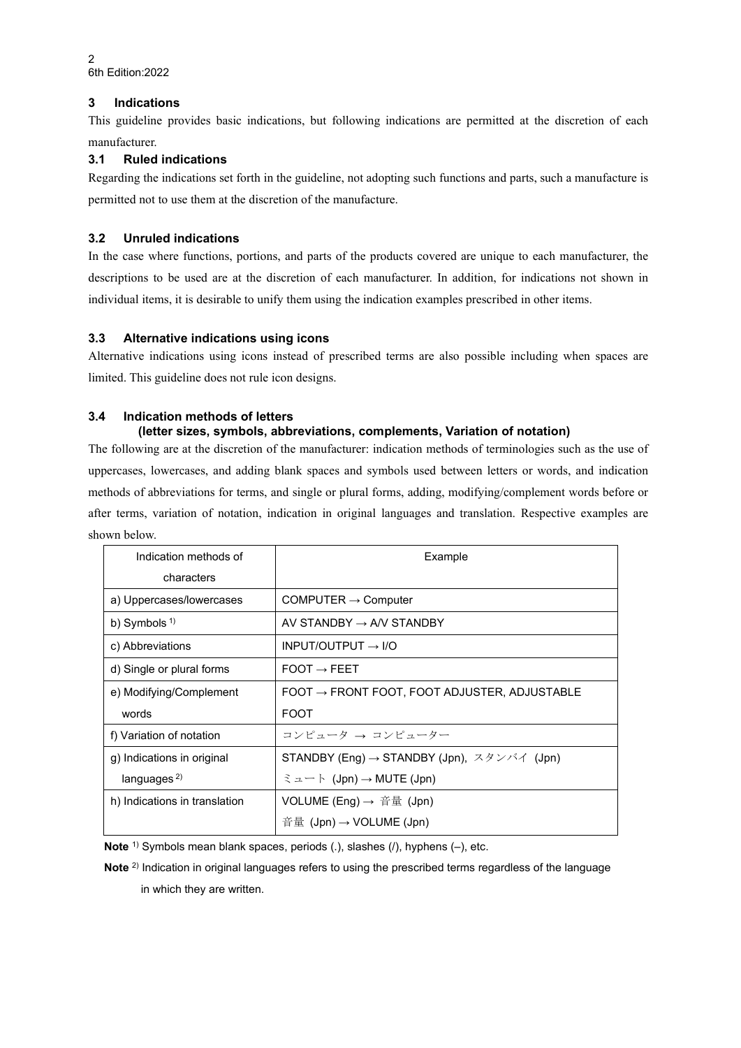## 3 Indications

This guideline provides basic indications, but following indications are permitted at the discretion of each manufacturer.

### 3.1 Ruled indications

Regarding the indications set forth in the guideline, not adopting such functions and parts, such a manufacture is permitted not to use them at the discretion of the manufacture.

### 3.2 Unruled indications

In the case where functions, portions, and parts of the products covered are unique to each manufacturer, the descriptions to be used are at the discretion of each manufacturer. In addition, for indications not shown in individual items, it is desirable to unify them using the indication examples prescribed in other items.

### 3.3 Alternative indications using icons

Alternative indications using icons instead of prescribed terms are also possible including when spaces are limited. This guideline does not rule icon designs.

### 3.4 Indication methods of letters (letter sizes, symbols, abbreviations, complements, Variation of notation)

The following are at the discretion of the manufacturer: indication methods of terminologies such as the use of uppercases, lowercases, and adding blank spaces and symbols used between letters or words, and indication methods of abbreviations for terms, and single or plural forms, adding, modifying/complement words before or after terms, variation of notation, indication in original languages and translation. Respective examples are shown below.

| Indication methods of characters | Example |
|---|---|
| a) Uppercases/lowercases | COMPUTER → Computer |
| b) Symbols [1] | AV STANDBY → A/V STANDBY |
| c) Abbreviations | INPUT/OUTPUT → I/O |
| d) Single or plural forms | FOOT → FEET |
| e) Modifying/Complement words | FOOT → FRONT FOOT, FOOT ADJUSTER, ADJUSTABLE FOOT |
| f) Variation of notation | コンピュータ → コンピューター |
| g) Indications in original languages [2] | STANDBY (Eng) → STANDBY (Jpn), スタンバイ (Jpn)<br>ミュート (Jpn) → MUTE (Jpn) |
| h) Indications in translation | VOLUME (Eng) → 音量 (Jpn)<br>音量 (Jpn) → VOLUME (Jpn) |

**Note** [1] Symbols mean blank spaces, periods (.), slashes (/), hyphens (–), etc.

**Note** [2] Indication in original languages refers to using the prescribed terms regardless of the language in which they are written.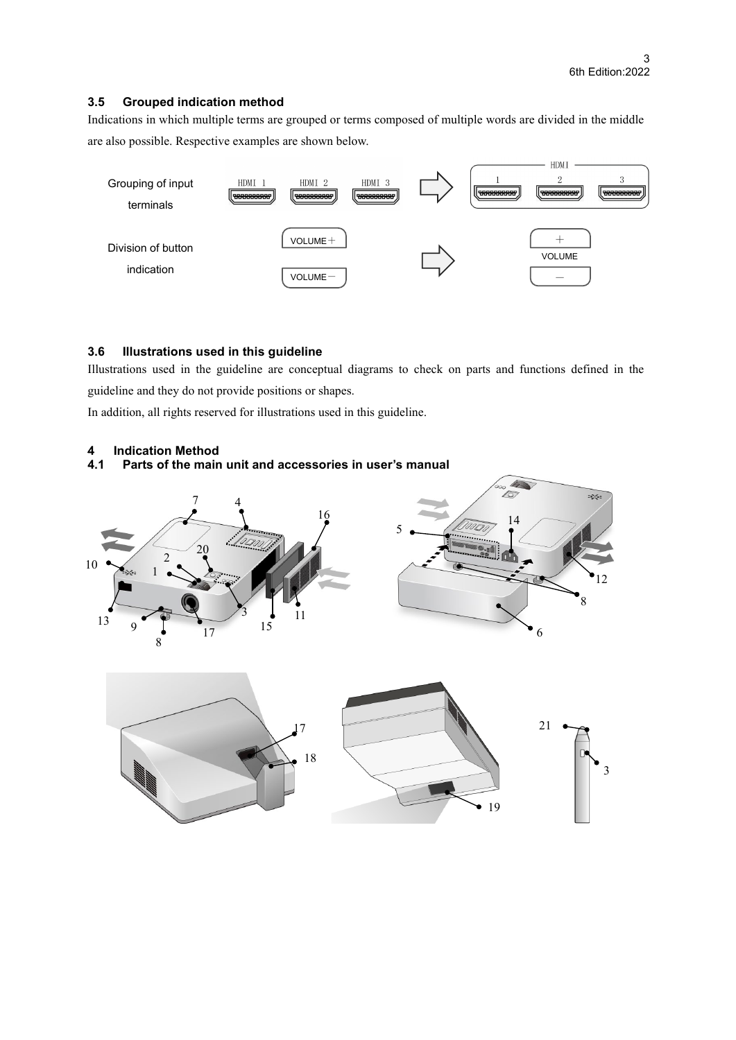### 3.5 Grouped indication method

Indications in which multiple terms are grouped or terms composed of multiple words are divided in the middle are also possible. Respective examples are shown below.

| | | | | |
|---|---|---|---|---|
| Grouping of input terminals | HDMI 1 | HDMI 2 | HDMI 3 | ⇨ HDMI: 1 2 3 |
| Division of button indication | VOLUME＋ | VOLUME－ | | ⇨ ＋ VOLUME － |

### 3.6 Illustrations used in this guideline

Illustrations used in the guideline are conceptual diagrams to check on parts and functions defined in the guideline and they do not provide positions or shapes.

In addition, all rights reserved for illustrations used in this guideline.

## 4 Indication Method

### 4.1 Parts of the main unit and accessories in user's manual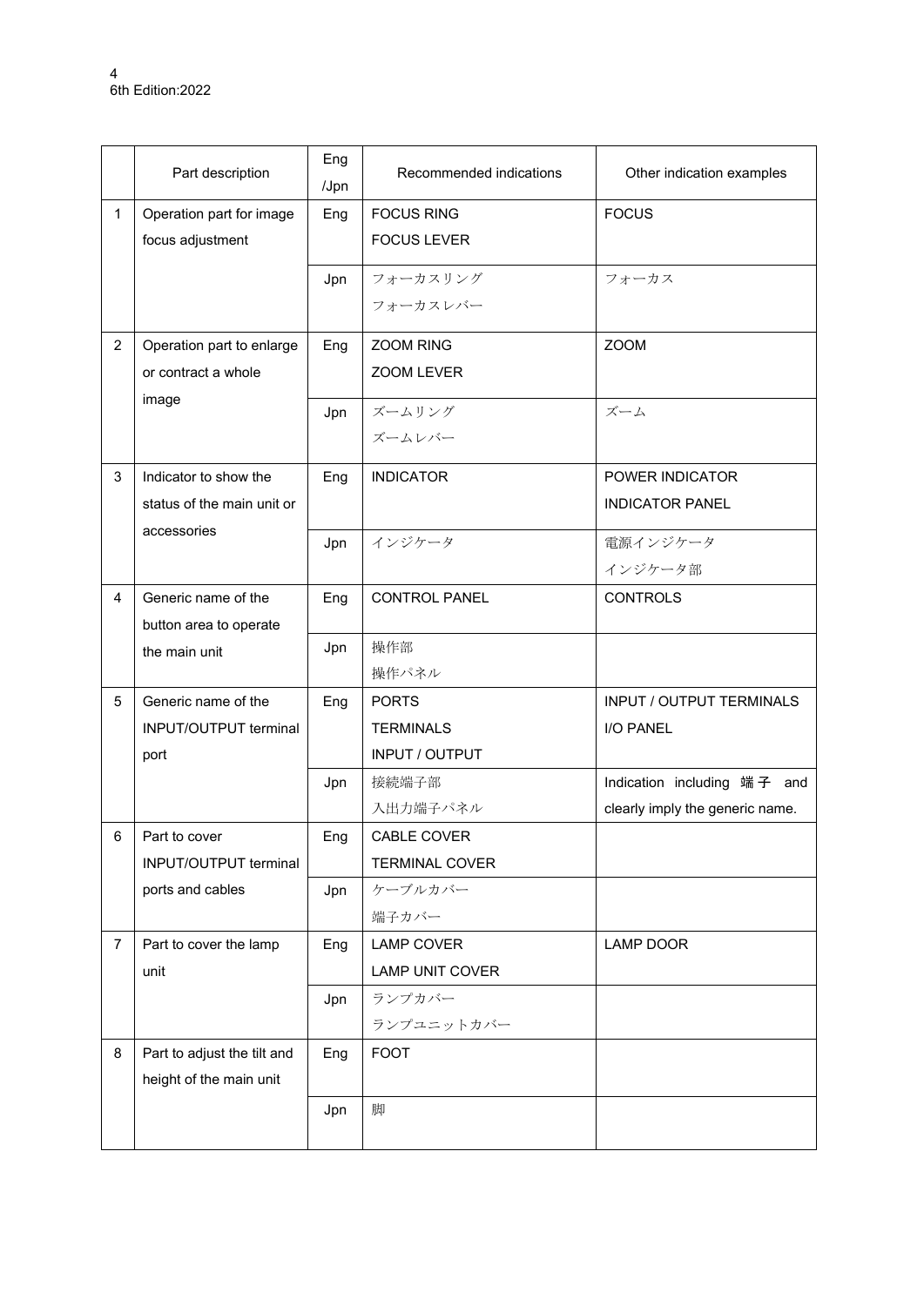| | Part description | Eng /Jpn | Recommended indications | Other indication examples |
|---|---|---|---|---|
| 1 | Operation part for image focus adjustment | Eng | FOCUS RING<br>FOCUS LEVER | FOCUS |
| | | Jpn | フォーカスリング<br>フォーカスレバー | フォーカス |
| 2 | Operation part to enlarge or contract a whole image | Eng | ZOOM RING<br>ZOOM LEVER | ZOOM |
| | | Jpn | ズームリング<br>ズームレバー | ズーム |
| 3 | Indicator to show the status of the main unit or accessories | Eng | INDICATOR | POWER INDICATOR<br>INDICATOR PANEL |
| | | Jpn | インジケータ | 電源インジケータ<br>インジケータ部 |
| 4 | Generic name of the button area to operate the main unit | Eng | CONTROL PANEL | CONTROLS |
| | | Jpn | 操作部<br>操作パネル | |
| 5 | Generic name of the INPUT/OUTPUT terminal port | Eng | PORTS<br>TERMINALS<br>INPUT / OUTPUT | INPUT / OUTPUT TERMINALS<br>I/O PANEL |
| | | Jpn | 接続端子部<br>入出力端子パネル | Indication including 端子 and clearly imply the generic name. |
| 6 | Part to cover INPUT/OUTPUT terminal ports and cables | Eng | CABLE COVER<br>TERMINAL COVER | |
| | | Jpn | ケーブルカバー<br>端子カバー | |
| 7 | Part to cover the lamp unit | Eng | LAMP COVER<br>LAMP UNIT COVER | LAMP DOOR |
| | | Jpn | ランプカバー<br>ランプユニットカバー | |
| 8 | Part to adjust the tilt and height of the main unit | Eng | FOOT | |
| | | Jpn | 脚 | |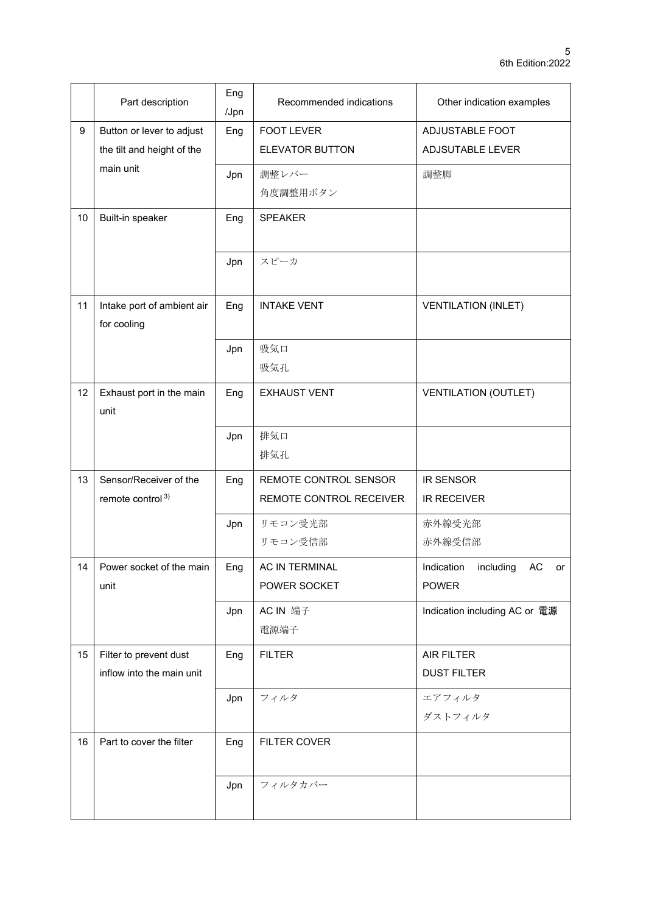| | Part description | Eng /Jpn | Recommended indications | Other indication examples |
|---|---|---|---|---|
| 9 | Button or lever to adjust the tilt and height of the main unit | Eng | FOOT LEVER<br>ELEVATOR BUTTON | ADJUSTABLE FOOT<br>ADJSUTABLE LEVER |
| | | Jpn | 調整レバー<br>角度調整用ボタン | 調整脚 |
| 10 | Built-in speaker | Eng | SPEAKER | |
| | | Jpn | スピーカ | |
| 11 | Intake port of ambient air for cooling | Eng | INTAKE VENT | VENTILATION (INLET) |
| | | Jpn | 吸気口<br>吸気孔 | |
| 12 | Exhaust port in the main unit | Eng | EXHAUST VENT | VENTILATION (OUTLET) |
| | | Jpn | 排気口<br>排気孔 | |
| 13 | Sensor/Receiver of the remote control [3)] | Eng | REMOTE CONTROL SENSOR<br>REMOTE CONTROL RECEIVER | IR SENSOR<br>IR RECEIVER |
| | | Jpn | リモコン受光部<br>リモコン受信部 | 赤外線受光部<br>赤外線受信部 |
| 14 | Power socket of the main unit | Eng | AC IN TERMINAL<br>POWER SOCKET | Indication including AC or POWER |
| | | Jpn | AC IN 端子<br>電源端子 | Indication including AC or **電源** |
| 15 | Filter to prevent dust inflow into the main unit | Eng | FILTER | AIR FILTER<br>DUST FILTER |
| | | Jpn | フィルタ | エアフィルタ<br>ダストフィルタ |
| 16 | Part to cover the filter | Eng | FILTER COVER | |
| | | Jpn | フィルタカバー | |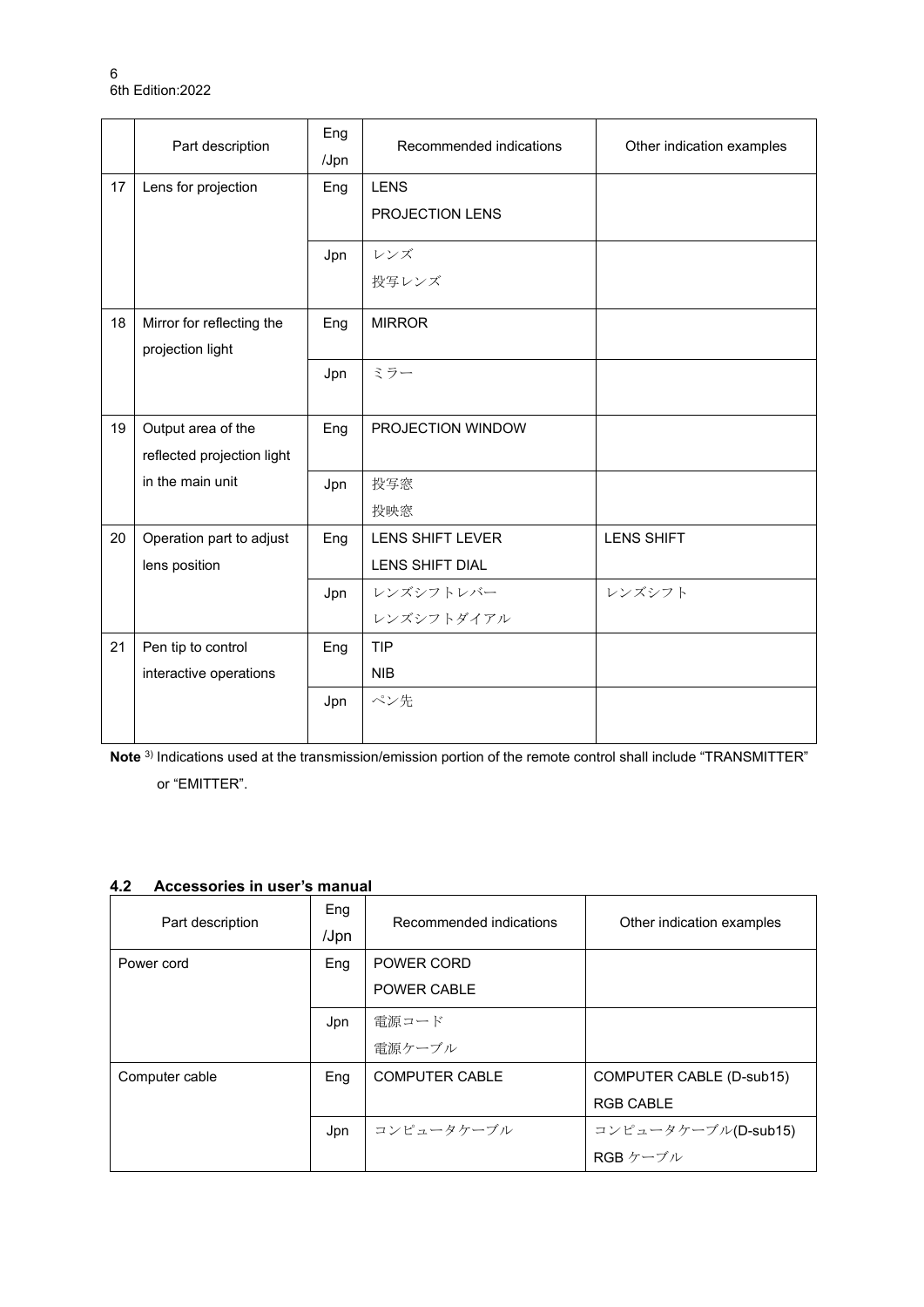| | Part description | Eng /Jpn | Recommended indications | Other indication examples |
|---|---|---|---|---|
| 17 | Lens for projection | Eng | LENS<br>PROJECTION LENS | |
| | | Jpn | レンズ<br>投写レンズ | |
| 18 | Mirror for reflecting the projection light | Eng | MIRROR | |
| | | Jpn | ミラー | |
| 19 | Output area of the reflected projection light in the main unit | Eng | PROJECTION WINDOW | |
| | | Jpn | 投写窓<br>投映窓 | |
| 20 | Operation part to adjust lens position | Eng | LENS SHIFT LEVER<br>LENS SHIFT DIAL | LENS SHIFT |
| | | Jpn | レンズシフトレバー<br>レンズシフトダイアル | レンズシフト |
| 21 | Pen tip to control interactive operations | Eng | TIP<br>NIB | |
| | | Jpn | ペン先 | |

**Note** [3] Indications used at the transmission/emission portion of the remote control shall include “TRANSMITTER” or “EMITTER”.

## 4.2 Accessories in user’s manual

| Part description | Eng /Jpn | Recommended indications | Other indication examples |
|---|---|---|---|
| Power cord | Eng | POWER CORD<br>POWER CABLE | |
| | Jpn | 電源コード<br>電源ケーブル | |
| Computer cable | Eng | COMPUTER CABLE | COMPUTER CABLE (D-sub15)<br>RGB CABLE |
| | Jpn | コンピュータケーブル | コンピュータケーブル(D-sub15)<br>RGB ケーブル |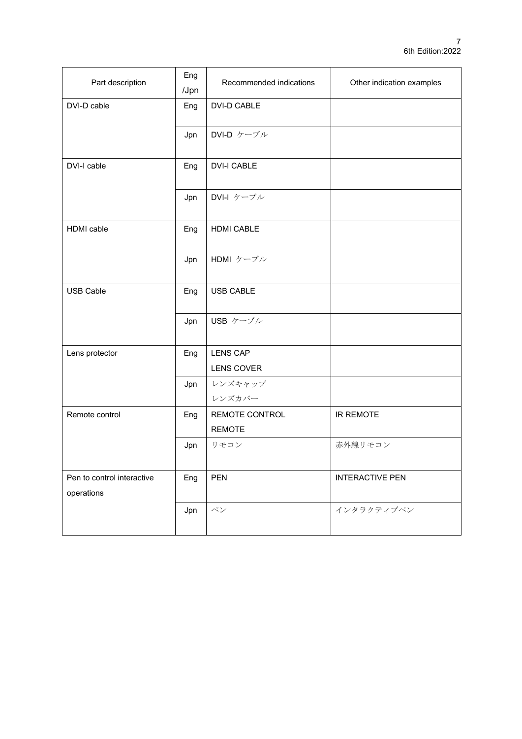| Part description | Eng /Jpn | Recommended indications | Other indication examples |
|---|---|---|---|
| DVI-D cable | Eng | DVI-D CABLE | |
| | Jpn | DVI-D ケーブル | |
| DVI-I cable | Eng | DVI-I CABLE | |
| | Jpn | DVI-I ケーブル | |
| HDMI cable | Eng | HDMI CABLE | |
| | Jpn | HDMI ケーブル | |
| USB Cable | Eng | USB CABLE | |
| | Jpn | USB ケーブル | |
| Lens protector | Eng | LENS CAP<br>LENS COVER | |
| | Jpn | レンズキャップ<br>レンズカバー | |
| Remote control | Eng | REMOTE CONTROL<br>REMOTE | IR REMOTE |
| | Jpn | リモコン | 赤外線リモコン |
| Pen to control interactive operations | Eng | PEN | INTERACTIVE PEN |
| | Jpn | ペン | インタラクティブペン |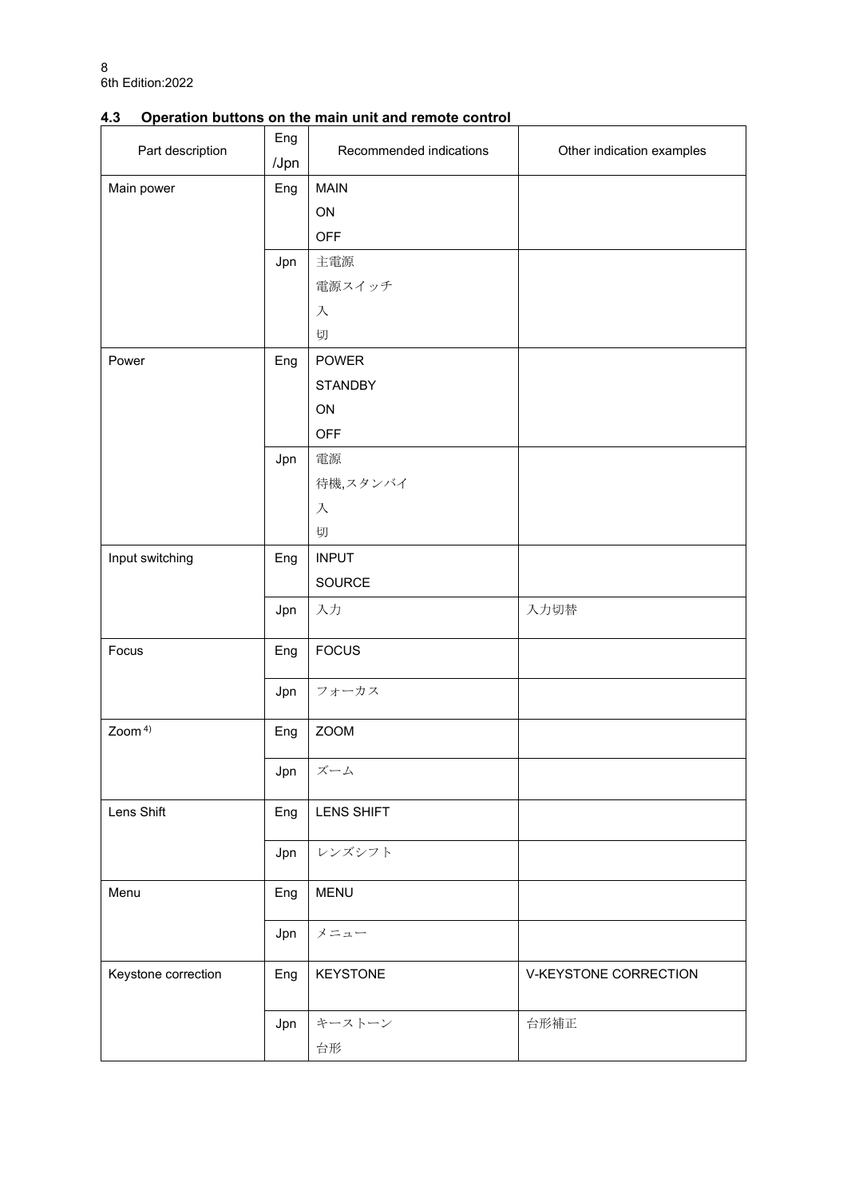## 4.3 Operation buttons on the main unit and remote control

| Part description | Eng /Jpn | Recommended indications | Other indication examples |
|---|---|---|---|
| Main power | Eng | MAIN<br>ON<br>OFF | |
| | Jpn | 主電源<br>電源スイッチ<br>入<br>切 | |
| Power | Eng | POWER<br>STANDBY<br>ON<br>OFF | |
| | Jpn | 電源<br>待機,スタンバイ<br>入<br>切 | |
| Input switching | Eng | INPUT<br>SOURCE | |
| | Jpn | 入力 | 入力切替 |
| Focus | Eng | FOCUS | |
| | Jpn | フォーカス | |
| Zoom [4)] | Eng | ZOOM | |
| | Jpn | ズーム | |
| Lens Shift | Eng | LENS SHIFT | |
| | Jpn | レンズシフト | |
| Menu | Eng | MENU | |
| | Jpn | メニュー | |
| Keystone correction | Eng | KEYSTONE | V-KEYSTONE CORRECTION |
| | Jpn | キーストーン<br>台形 | 台形補正 |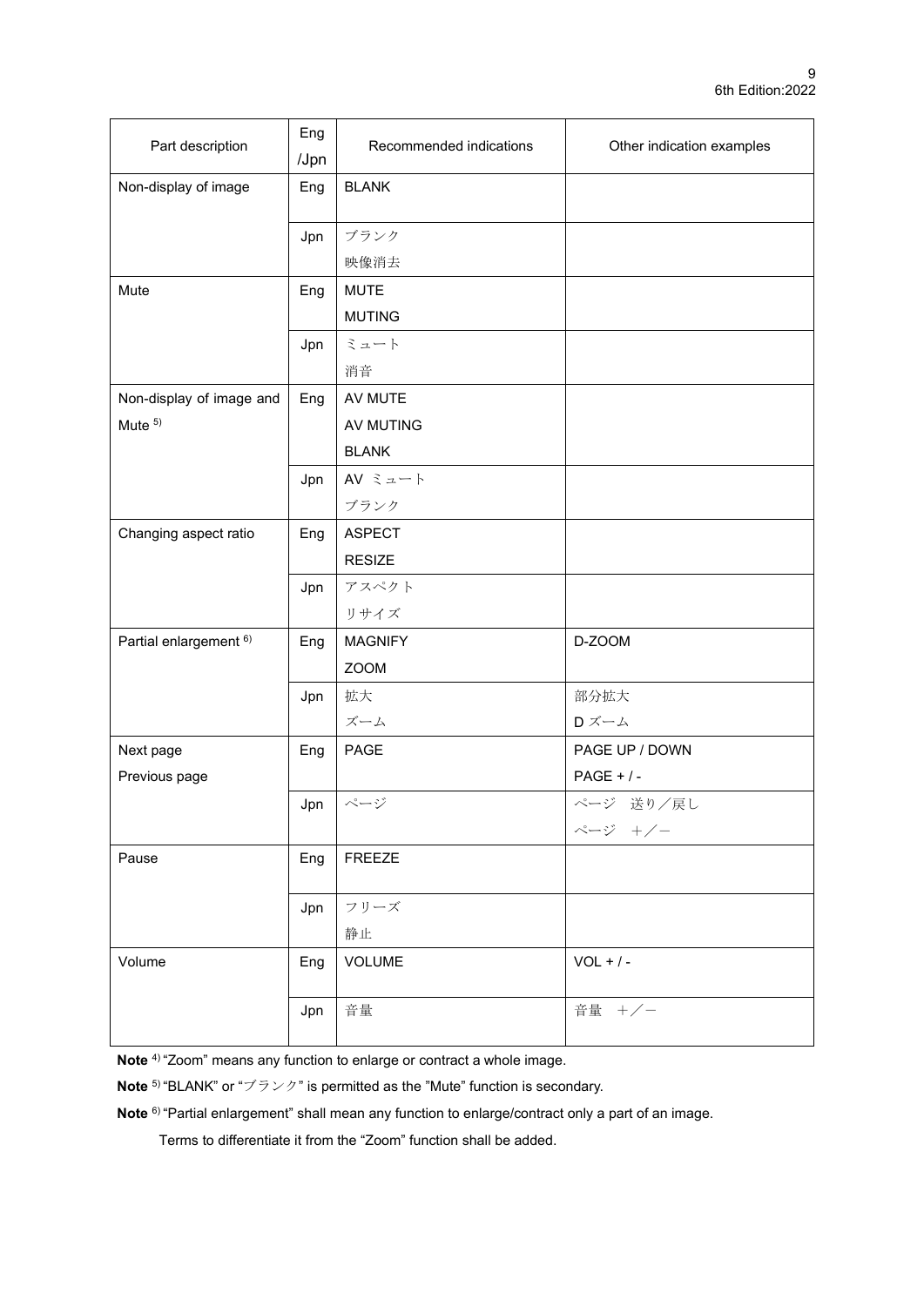| Part description | Eng /Jpn | Recommended indications | Other indication examples |
| --- | --- | --- | --- |
| Non-display of image | Eng | BLANK | |
| | Jpn | ブランク<br>映像消去 | |
| Mute | Eng | MUTE<br>MUTING | |
| | Jpn | ミュート<br>消音 | |
| Non-display of image and Mute [5] | Eng | AV MUTE<br>AV MUTING<br>BLANK | |
| | Jpn | AV ミュート<br>ブランク | |
| Changing aspect ratio | Eng | ASPECT<br>RESIZE | |
| | Jpn | アスペクト<br>リサイズ | |
| Partial enlargement [6] | Eng | MAGNIFY<br>ZOOM | D-ZOOM |
| | Jpn | 拡大<br>ズーム | 部分拡大<br>D ズーム |
| Next page<br>Previous page | Eng | PAGE | PAGE UP / DOWN<br>PAGE + / - |
| | Jpn | ページ | ページ　送り／戻し<br>ページ　＋／－ |
| Pause | Eng | FREEZE | |
| | Jpn | フリーズ<br>静止 | |
| Volume | Eng | VOLUME | VOL + / - |
| | Jpn | 音量 | 音量　＋／－ |

**Note** [4] "Zoom" means any function to enlarge or contract a whole image.

**Note** [5] "BLANK" or "ブランク" is permitted as the "Mute" function is secondary.

**Note** [6] "Partial enlargement" shall mean any function to enlarge/contract only a part of an image.

Terms to differentiate it from the "Zoom" function shall be added.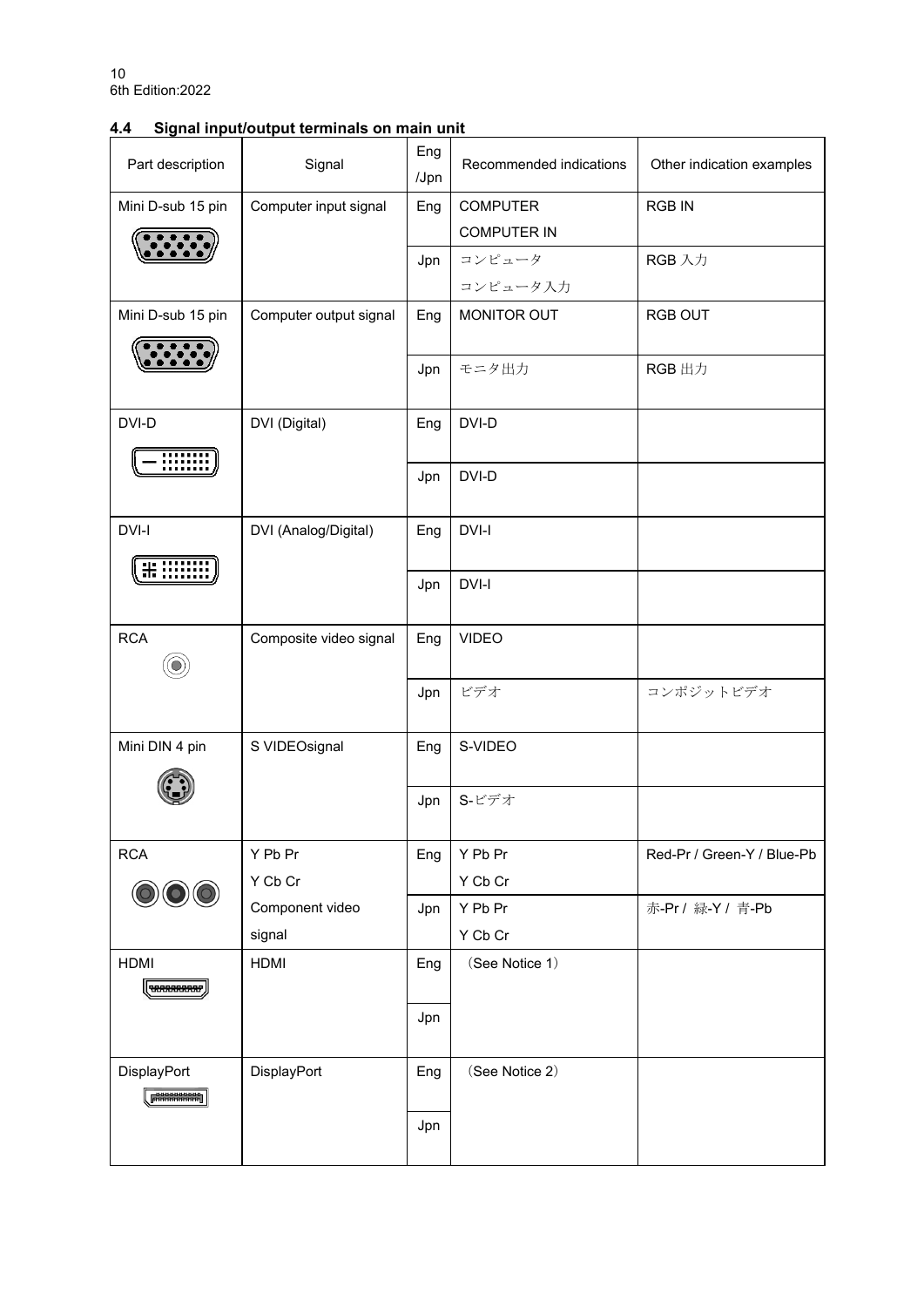## 4.4 Signal input/output terminals on main unit

| Part description | Signal | Eng /Jpn | Recommended indications | Other indication examples |
|---|---|---|---|---|
| Mini D-sub 15 pin | Computer input signal | Eng | COMPUTER<br>COMPUTER IN | RGB IN |
| | | Jpn | コンピュータ<br>コンピュータ入力 | RGB 入力 |
| Mini D-sub 15 pin | Computer output signal | Eng | MONITOR OUT | RGB OUT |
| | | Jpn | モニタ出力 | RGB 出力 |
| DVI-D | DVI (Digital) | Eng | DVI-D | |
| | | Jpn | DVI-D | |
| DVI-I | DVI (Analog/Digital) | Eng | DVI-I | |
| | | Jpn | DVI-I | |
| RCA | Composite video signal | Eng | VIDEO | |
| | | Jpn | ビデオ | コンポジットビデオ |
| Mini DIN 4 pin | S VIDEOsignal | Eng | S-VIDEO | |
| | | Jpn | S-ビデオ | |
| RCA | Y Pb Pr<br>Y Cb Cr<br>Component video signal | Eng | Y Pb Pr<br>Y Cb Cr | Red-Pr / Green-Y / Blue-Pb |
| | | Jpn | Y Pb Pr<br>Y Cb Cr | 赤-Pr / 緑-Y / 青-Pb |
| HDMI | HDMI | Eng | (See Notice 1) | |
| | | Jpn | | |
| DisplayPort | DisplayPort | Eng | (See Notice 2) | |
| | | Jpn | | |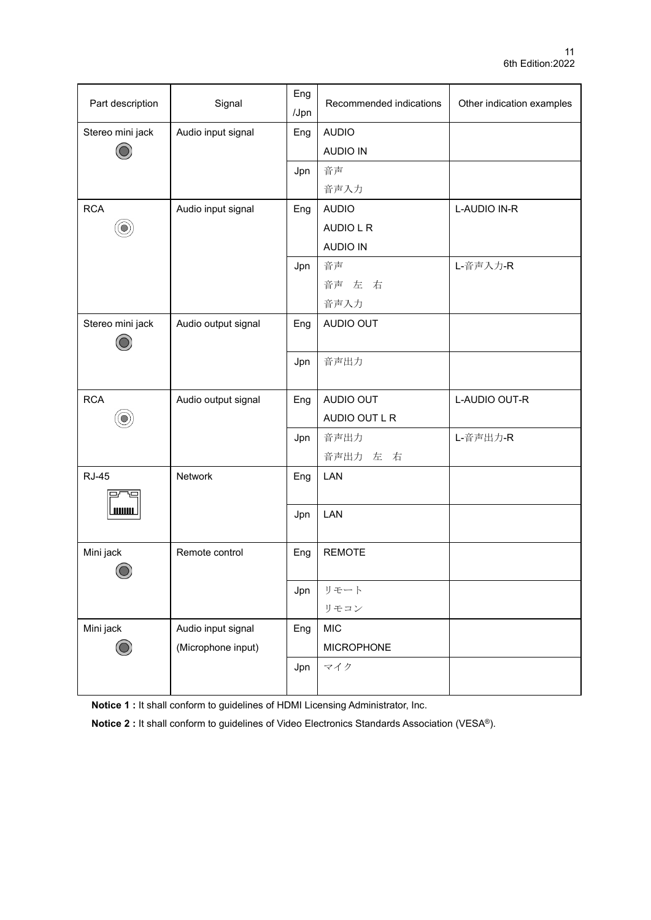| Part description | Signal | Eng /Jpn | Recommended indications | Other indication examples |
|---|---|---|---|---|
| Stereo mini jack | Audio input signal | Eng | AUDIO<br>AUDIO IN | |
| | | Jpn | 音声<br>音声入力 | |
| RCA | Audio input signal | Eng | AUDIO<br>AUDIO L R<br>AUDIO IN | L-AUDIO IN-R |
| | | Jpn | 音声<br>音声　左　右<br>音声入力 | L-音声入力-R |
| Stereo mini jack | Audio output signal | Eng | AUDIO OUT | |
| | | Jpn | 音声出力 | |
| RCA | Audio output signal | Eng | AUDIO OUT<br>AUDIO OUT L R | L-AUDIO OUT-R |
| | | Jpn | 音声出力<br>音声出力　左　右 | L-音声出力-R |
| RJ-45 | Network | Eng | LAN | |
| | | Jpn | LAN | |
| Mini jack | Remote control | Eng | REMOTE | |
| | | Jpn | リモート<br>リモコン | |
| Mini jack | Audio input signal<br>(Microphone input) | Eng | MIC<br>MICROPHONE | |
| | | Jpn | マイク | |

**Notice 1 :** It shall conform to guidelines of HDMI Licensing Administrator, Inc.

**Notice 2 :** It shall conform to guidelines of Video Electronics Standards Association (VESA®).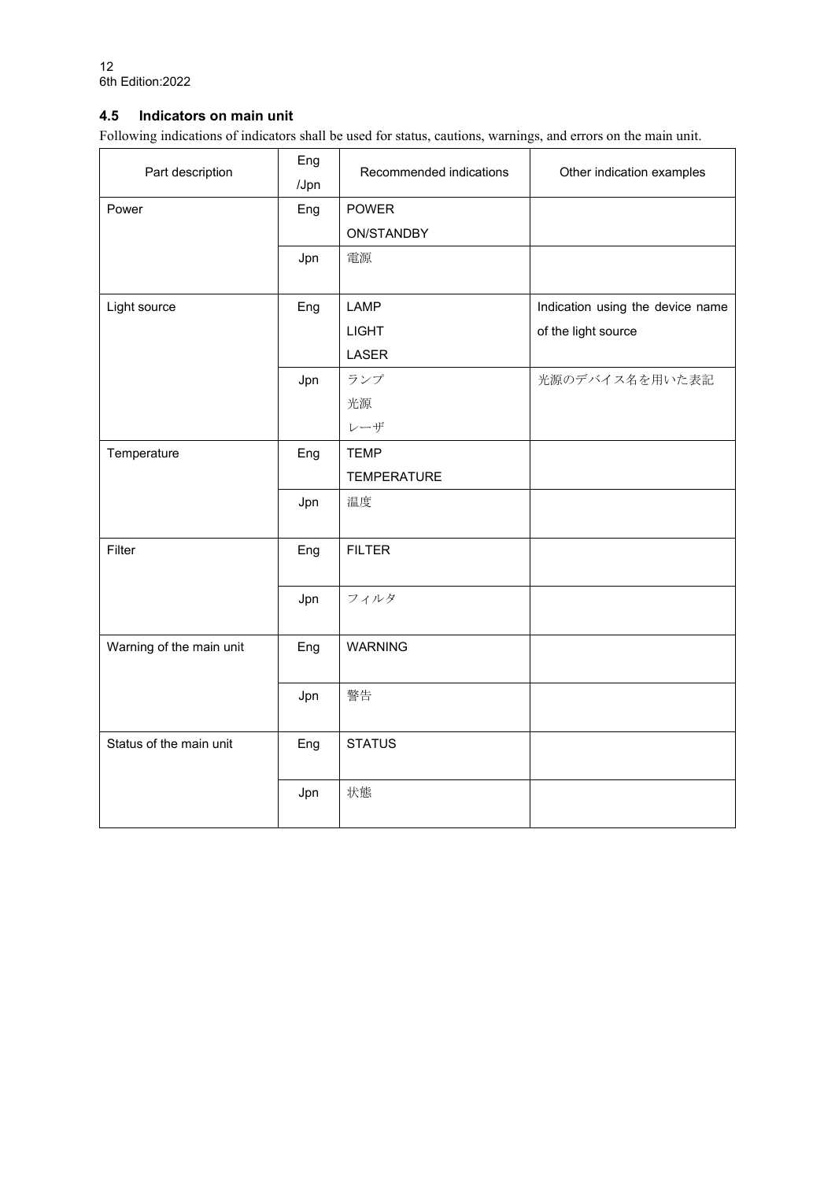## 4.5 Indicators on main unit

Following indications of indicators shall be used for status, cautions, warnings, and errors on the main unit.

| Part description | Eng /Jpn | Recommended indications | Other indication examples |
|---|---|---|---|
| Power | Eng | POWER<br>ON/STANDBY | |
| | Jpn | 電源 | |
| Light source | Eng | LAMP<br>LIGHT<br>LASER | Indication using the device name of the light source |
| | Jpn | ランプ<br>光源<br>レーザ | 光源のデバイス名を用いた表記 |
| Temperature | Eng | TEMP<br>TEMPERATURE | |
| | Jpn | 温度 | |
| Filter | Eng | FILTER | |
| | Jpn | フィルタ | |
| Warning of the main unit | Eng | WARNING | |
| | Jpn | 警告 | |
| Status of the main unit | Eng | STATUS | |
| | Jpn | 状態 | |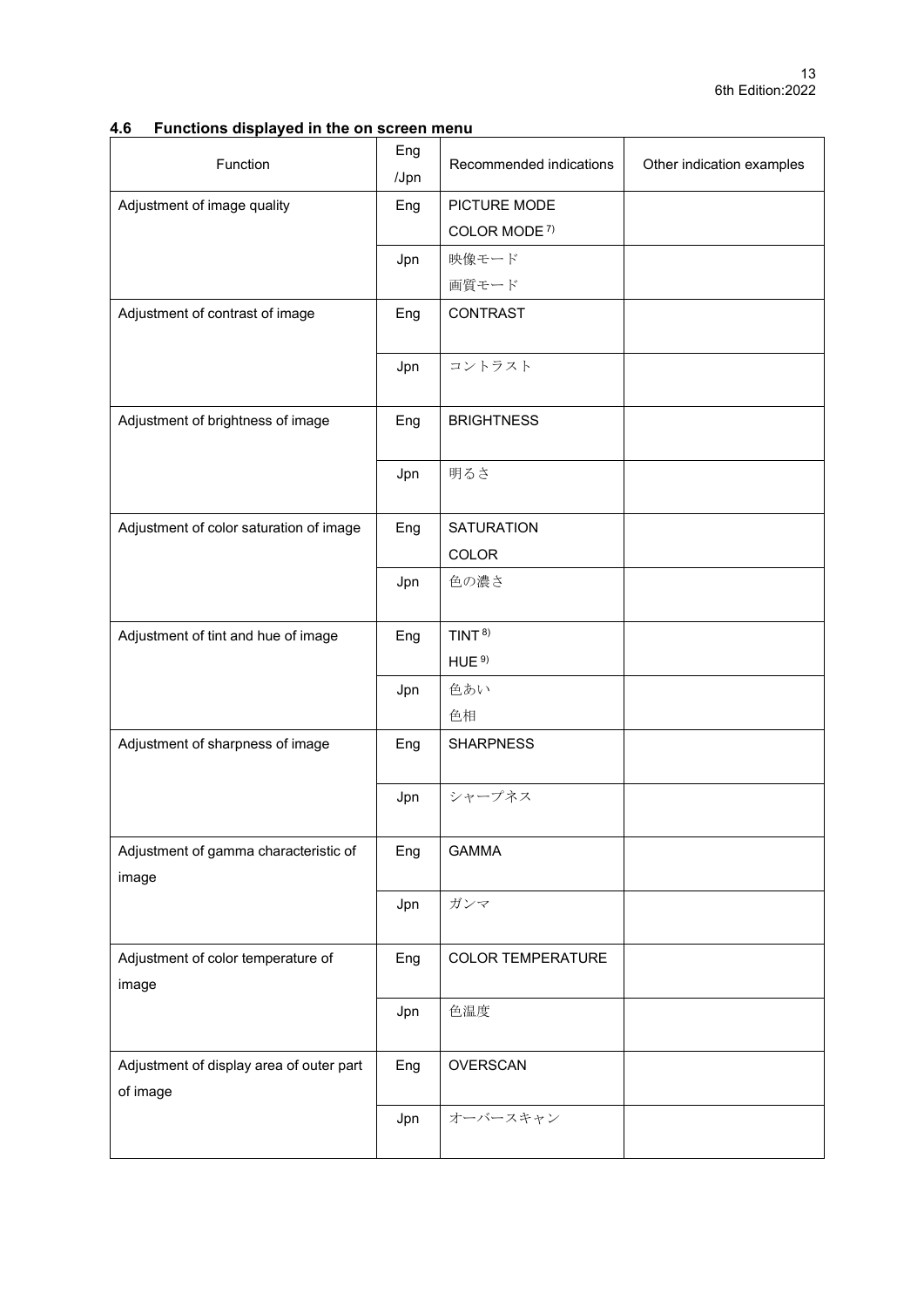## 4.6 Functions displayed in the on screen menu

| Function | Eng /Jpn | Recommended indications | Other indication examples |
|---|---|---|---|
| Adjustment of image quality | Eng | PICTURE MODE<br>COLOR MODE [7)] | |
| | Jpn | 映像モード<br>画質モード | |
| Adjustment of contrast of image | Eng | CONTRAST | |
| | Jpn | コントラスト | |
| Adjustment of brightness of image | Eng | BRIGHTNESS | |
| | Jpn | 明るさ | |
| Adjustment of color saturation of image | Eng | SATURATION<br>COLOR | |
| | Jpn | 色の濃さ | |
| Adjustment of tint and hue of image | Eng | TINT [8)]<br>HUE [9)] | |
| | Jpn | 色あい<br>色相 | |
| Adjustment of sharpness of image | Eng | SHARPNESS | |
| | Jpn | シャープネス | |
| Adjustment of gamma characteristic of image | Eng | GAMMA | |
| | Jpn | ガンマ | |
| Adjustment of color temperature of image | Eng | COLOR TEMPERATURE | |
| | Jpn | 色温度 | |
| Adjustment of display area of outer part of image | Eng | OVERSCAN | |
| | Jpn | オーバースキャン | |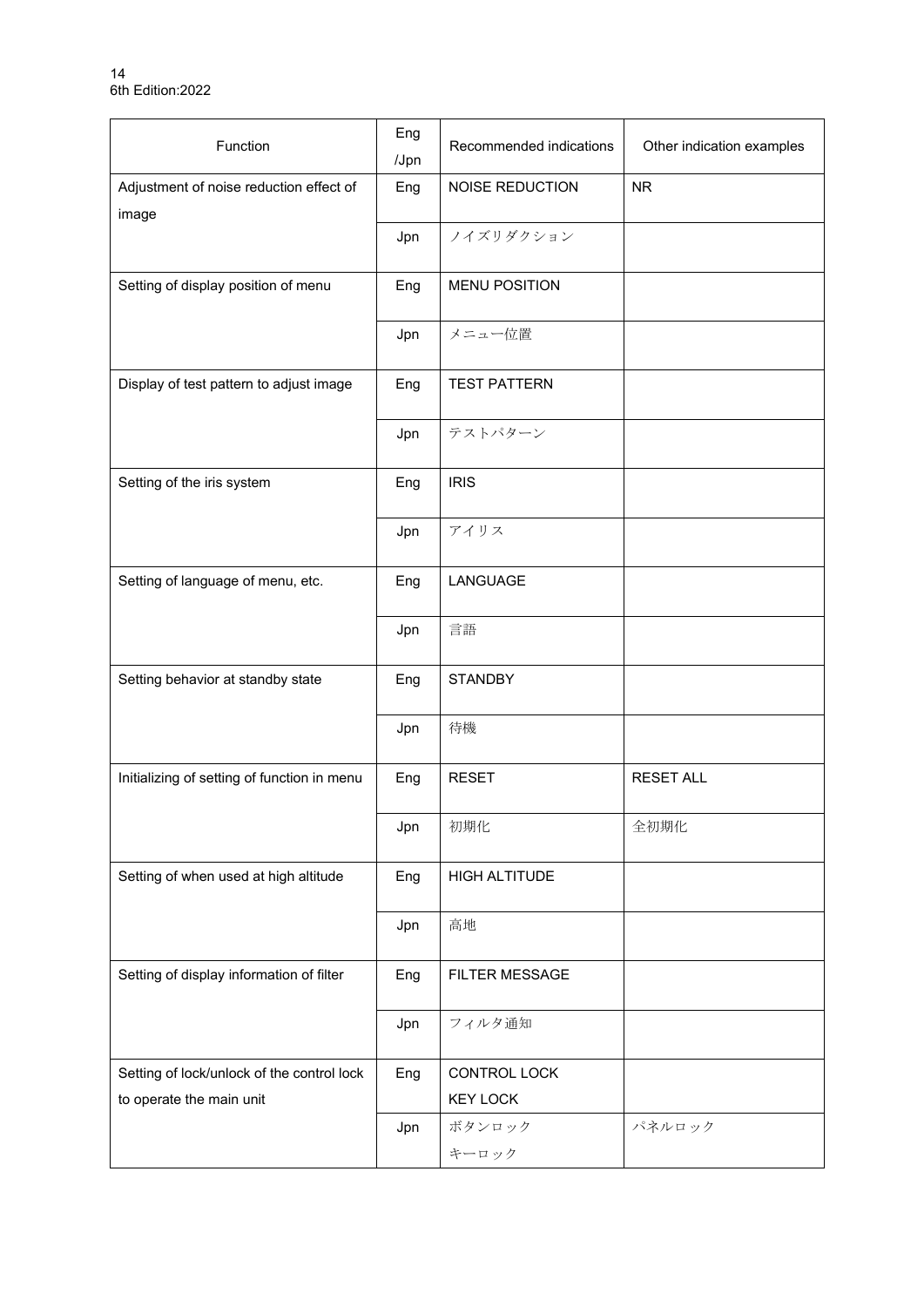| Function | Eng /Jpn | Recommended indications | Other indication examples |
|---|---|---|---|
| Adjustment of noise reduction effect of image | Eng | NOISE REDUCTION | NR |
| | Jpn | ノイズリダクション | |
| Setting of display position of menu | Eng | MENU POSITION | |
| | Jpn | メニュー位置 | |
| Display of test pattern to adjust image | Eng | TEST PATTERN | |
| | Jpn | テストパターン | |
| Setting of the iris system | Eng | IRIS | |
| | Jpn | アイリス | |
| Setting of language of menu, etc. | Eng | LANGUAGE | |
| | Jpn | 言語 | |
| Setting behavior at standby state | Eng | STANDBY | |
| | Jpn | 待機 | |
| Initializing of setting of function in menu | Eng | RESET | RESET ALL |
| | Jpn | 初期化 | 全初期化 |
| Setting of when used at high altitude | Eng | HIGH ALTITUDE | |
| | Jpn | 高地 | |
| Setting of display information of filter | Eng | FILTER MESSAGE | |
| | Jpn | フィルタ通知 | |
| Setting of lock/unlock of the control lock to operate the main unit | Eng | CONTROL LOCK<br>KEY LOCK | |
| | Jpn | ボタンロック<br>キーロック | パネルロック |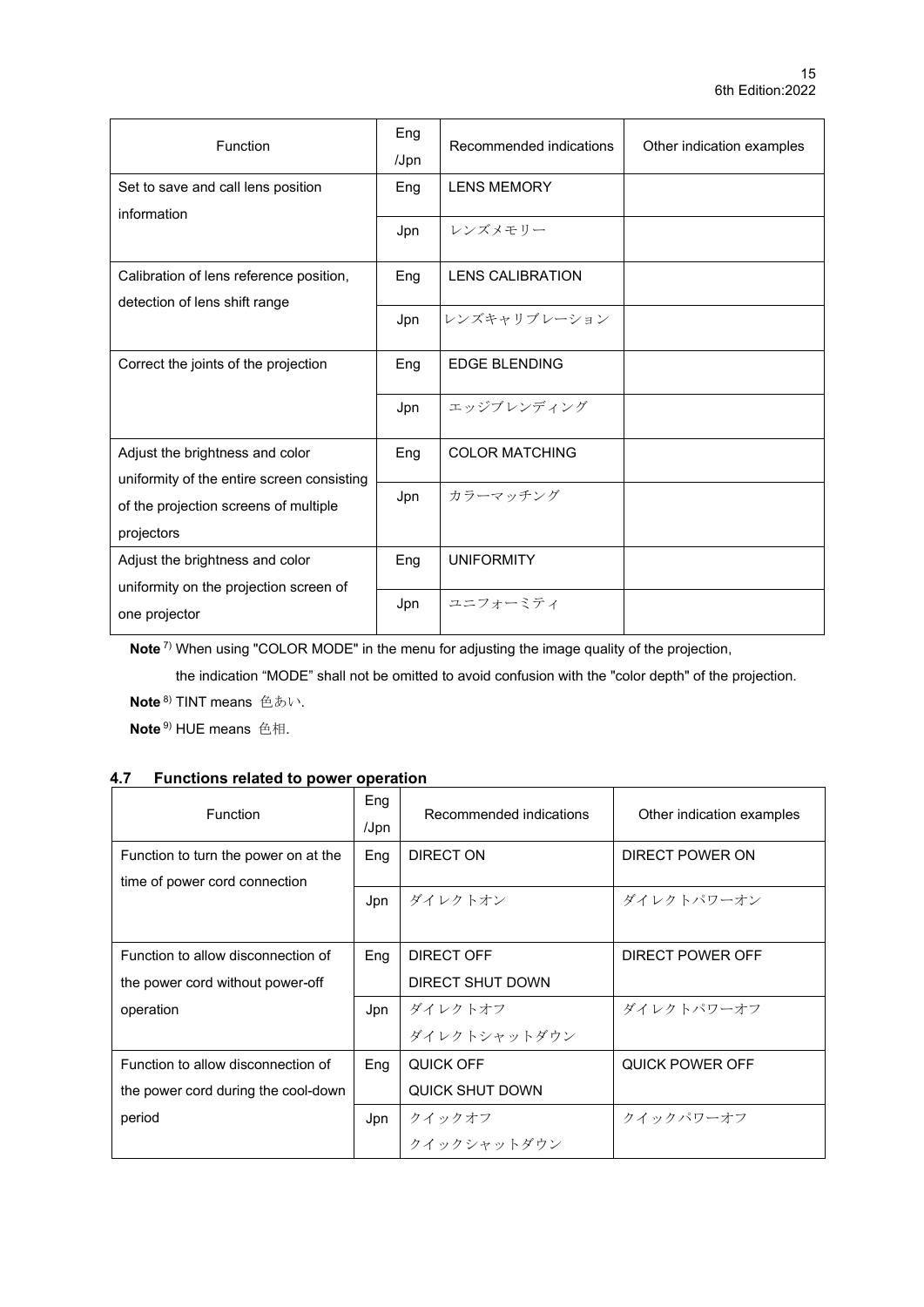| Function | Eng /Jpn | Recommended indications | Other indication examples |
|---|---|---|---|
| Set to save and call lens position information | Eng | LENS MEMORY | |
| | Jpn | レンズメモリー | |
| Calibration of lens reference position, detection of lens shift range | Eng | LENS CALIBRATION | |
| | Jpn | レンズキャリブレーション | |
| Correct the joints of the projection | Eng | EDGE BLENDING | |
| | Jpn | エッジブレンディング | |
| Adjust the brightness and color uniformity of the entire screen consisting of the projection screens of multiple projectors | Eng | COLOR MATCHING | |
| | Jpn | カラーマッチング | |
| Adjust the brightness and color uniformity on the projection screen of one projector | Eng | UNIFORMITY | |
| | Jpn | ユニフォーミティ | |

**Note** [7] When using "COLOR MODE" in the menu for adjusting the image quality of the projection, the indication "MODE" shall not be omitted to avoid confusion with the "color depth" of the projection.

**Note** [8] TINT means 色あい.

**Note** [9] HUE means 色相.

## 4.7 Functions related to power operation

| Function | Eng /Jpn | Recommended indications | Other indication examples |
|---|---|---|---|
| Function to turn the power on at the time of power cord connection | Eng | DIRECT ON | DIRECT POWER ON |
| | Jpn | ダイレクトオン | ダイレクトパワーオン |
| Function to allow disconnection of the power cord without power-off operation | Eng | DIRECT OFF<br>DIRECT SHUT DOWN | DIRECT POWER OFF |
| | Jpn | ダイレクトオフ<br>ダイレクトシャットダウン | ダイレクトパワーオフ |
| Function to allow disconnection of the power cord during the cool-down period | Eng | QUICK OFF<br>QUICK SHUT DOWN | QUICK POWER OFF |
| | Jpn | クイックオフ<br>クイックシャットダウン | クイックパワーオフ |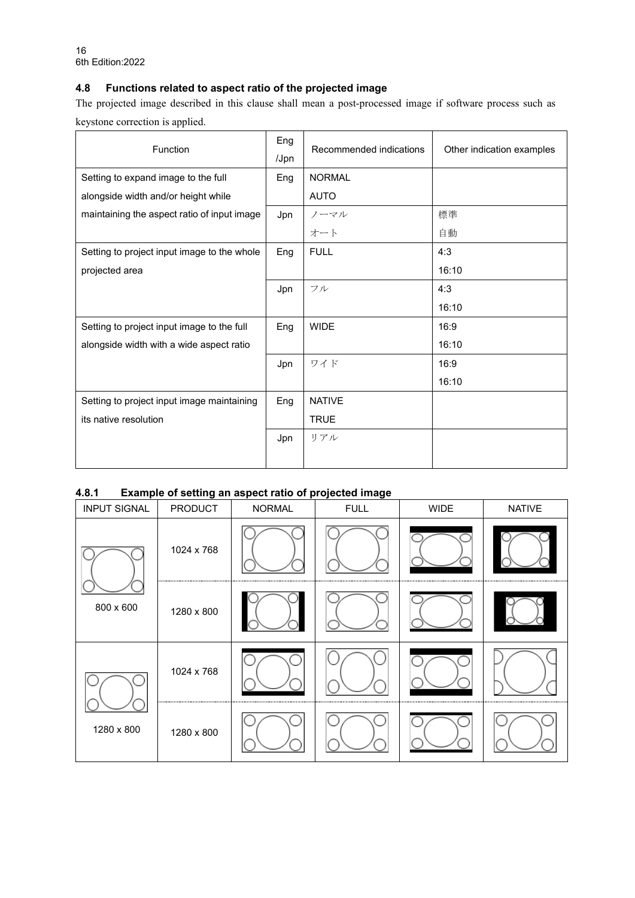## 4.8 Functions related to aspect ratio of the projected image

The projected image described in this clause shall mean a post-processed image if software process such as keystone correction is applied.

| Function | Eng /Jpn | Recommended indications | Other indication examples |
|---|---|---|---|
| Setting to expand image to the full alongside width and/or height while maintaining the aspect ratio of input image | Eng | NORMAL<br>AUTO | |
| | Jpn | ノーマル<br>オート | 標準<br>自動 |
| Setting to project input image to the whole projected area | Eng | FULL | 4:3<br>16:10 |
| | Jpn | フル | 4:3<br>16:10 |
| Setting to project input image to the full alongside width with a wide aspect ratio | Eng | WIDE | 16:9<br>16:10 |
| | Jpn | ワイド | 16:9<br>16:10 |
| Setting to project input image maintaining its native resolution | Eng | NATIVE<br>TRUE | |
| | Jpn | リアル | |

### 4.8.1 Example of setting an aspect ratio of projected image

| INPUT SIGNAL | PRODUCT | NORMAL | FULL | WIDE | NATIVE |
|---|---|---|---|---|---|
| 800 x 600 | 1024 x 768 | | | | |
| | 1280 x 800 | | | | |
| 1280 x 800 | 1024 x 768 | | | | |
| | 1280 x 800 | | | | |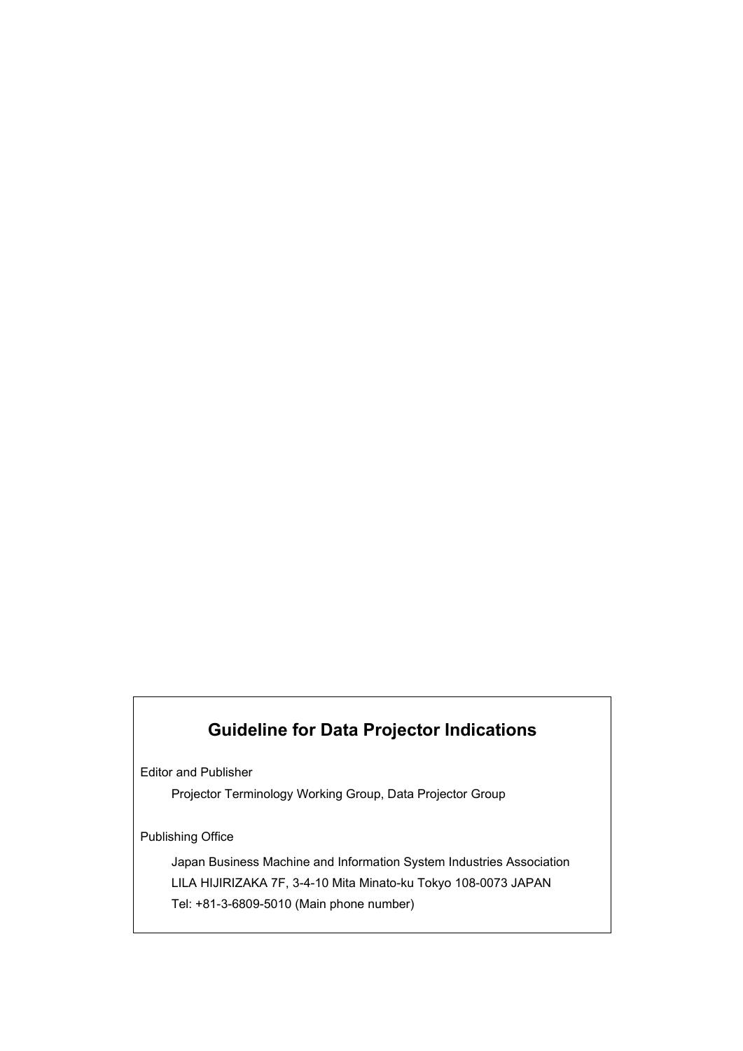## Guideline for Data Projector Indications

Editor and Publisher

Projector Terminology Working Group, Data Projector Group

Publishing Office

Japan Business Machine and Information System Industries Association
LILA HIJIRIZAKA 7F, 3-4-10 Mita Minato-ku Tokyo 108-0073 JAPAN
Tel: +81-3-6809-5010 (Main phone number)